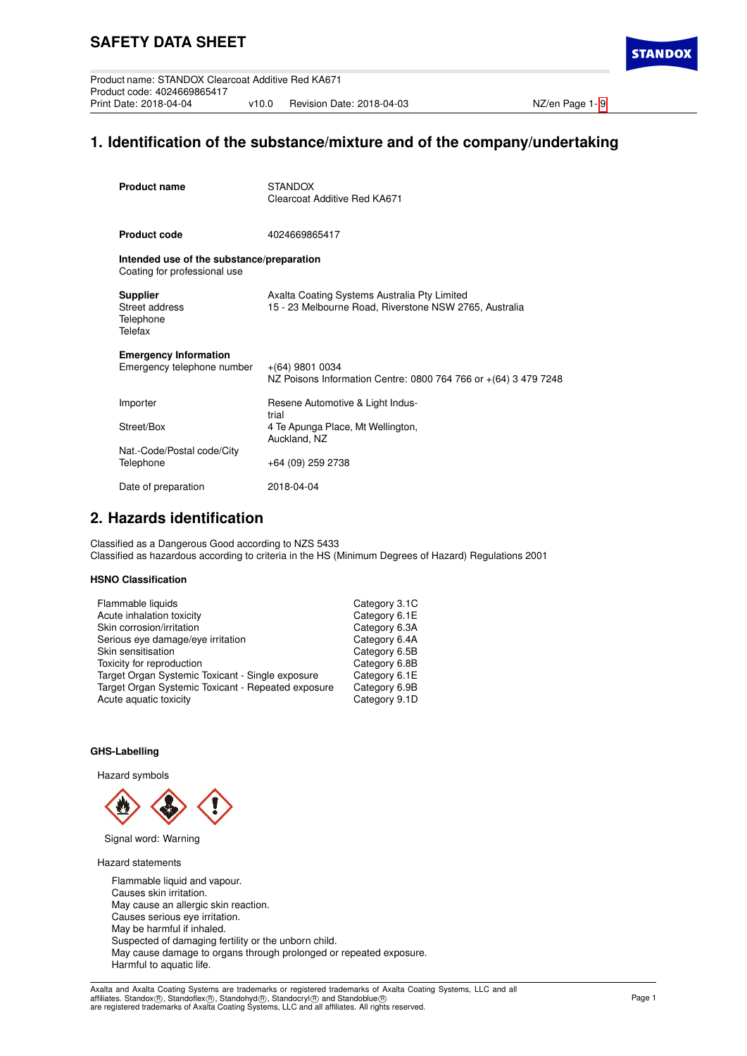# SAFETY DATA SHEET

Product name: STANDOX Clearcoat Additive Red KA671
Product code: 4024669865417
Print Date: 2018-04-04 v10.0 Revision Date: 2018-04-03

## 1. Identification of the substance/mixture and of the company/undertaking

**Product name** STANDOX Clearcoat Additive Red KA671

**Product code** 4024669865417

**Intended use of the substance/preparation**
Coating for professional use

**Supplier**
Street address: Axalta Coating Systems Australia Pty Limited, 15 - 23 Melbourne Road, Riverstone NSW 2765, Australia
Telephone
Telefax

**Emergency Information**
Emergency telephone number: +(64) 9801 0034
NZ Poisons Information Centre: 0800 764 766 or +(64) 3 479 7248

Importer: Resene Automotive & Light Industrial
Street/Box: 4 Te Apunga Place, Mt Wellington, Auckland, NZ
Nat.-Code/Postal code/City
Telephone: +64 (09) 259 2738

Date of preparation: 2018-04-04

## 2. Hazards identification

Classified as a Dangerous Good according to NZS 5433
Classified as hazardous according to criteria in the HS (Minimum Degrees of Hazard) Regulations 2001

### HSNO Classification

| | |
|---|---|
| Flammable liquids | Category 3.1C |
| Acute inhalation toxicity | Category 6.1E |
| Skin corrosion/irritation | Category 6.3A |
| Serious eye damage/eye irritation | Category 6.4A |
| Skin sensitisation | Category 6.5B |
| Toxicity for reproduction | Category 6.8B |
| Target Organ Systemic Toxicant - Single exposure | Category 6.1E |
| Target Organ Systemic Toxicant - Repeated exposure | Category 6.9B |
| Acute aquatic toxicity | Category 9.1D |

### GHS-Labelling

Hazard symbols

Signal word: Warning

Hazard statements

Flammable liquid and vapour.
Causes skin irritation.
May cause an allergic skin reaction.
Causes serious eye irritation.
May be harmful if inhaled.
Suspected of damaging fertility or the unborn child.
May cause damage to organs through prolonged or repeated exposure.
Harmful to aquatic life.

Axalta and Axalta Coating Systems are trademarks or registered trademarks of Axalta Coating Systems, LLC and all affiliates. Standox®, Standoflex®, Standohyd®, Standocryl® and Standoblue® are registered trademarks of Axalta Coating Systems, LLC and all affiliates. All rights reserved.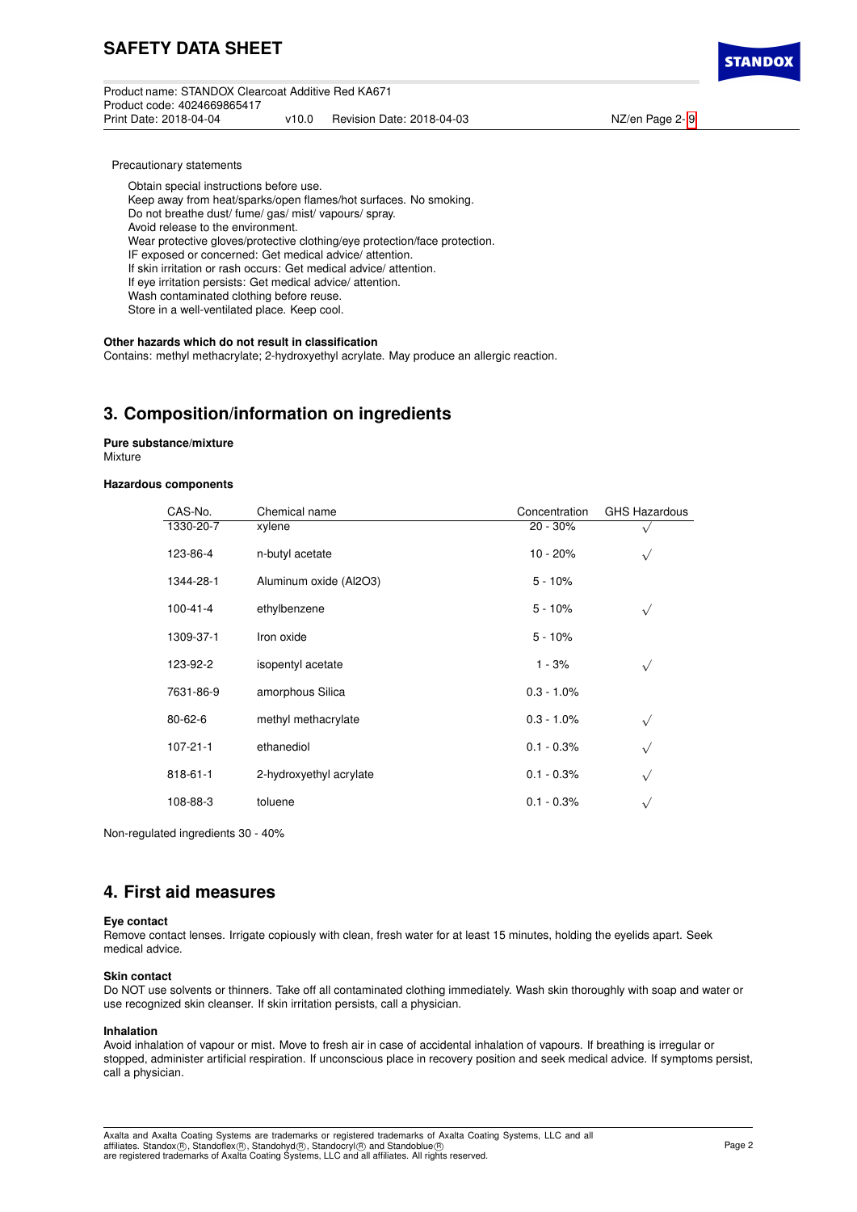Precautionary statements

Obtain special instructions before use.
Keep away from heat/sparks/open flames/hot surfaces. No smoking.
Do not breathe dust/ fume/ gas/ mist/ vapours/ spray.
Avoid release to the environment.
Wear protective gloves/protective clothing/eye protection/face protection.
IF exposed or concerned: Get medical advice/ attention.
If skin irritation or rash occurs: Get medical advice/ attention.
If eye irritation persists: Get medical advice/ attention.
Wash contaminated clothing before reuse.
Store in a well-ventilated place. Keep cool.

**Other hazards which do not result in classification**
Contains: methyl methacrylate; 2-hydroxyethyl acrylate. May produce an allergic reaction.

## 3. Composition/information on ingredients

**Pure substance/mixture**
Mixture

**Hazardous components**

| CAS-No. | Chemical name | Concentration | GHS Hazardous |
|---|---|---|---|
| 1330-20-7 | xylene | 20 - 30% | √ |
| 123-86-4 | n-butyl acetate | 10 - 20% | √ |
| 1344-28-1 | Aluminum oxide ($Al_2O_3$) | 5 - 10% | |
| 100-41-4 | ethylbenzene | 5 - 10% | √ |
| 1309-37-1 | Iron oxide | 5 - 10% | |
| 123-92-2 | isopentyl acetate | 1 - 3% | √ |
| 7631-86-9 | amorphous Silica | 0.3 - 1.0% | |
| 80-62-6 | methyl methacrylate | 0.3 - 1.0% | √ |
| 107-21-1 | ethanediol | 0.1 - 0.3% | √ |
| 818-61-1 | 2-hydroxyethyl acrylate | 0.1 - 0.3% | √ |
| 108-88-3 | toluene | 0.1 - 0.3% | √ |

Non-regulated ingredients 30 - 40%

## 4. First aid measures

**Eye contact**
Remove contact lenses. Irrigate copiously with clean, fresh water for at least 15 minutes, holding the eyelids apart. Seek medical advice.

**Skin contact**
Do NOT use solvents or thinners. Take off all contaminated clothing immediately. Wash skin thoroughly with soap and water or use recognized skin cleanser. If skin irritation persists, call a physician.

**Inhalation**
Avoid inhalation of vapour or mist. Move to fresh air in case of accidental inhalation of vapours. If breathing is irregular or stopped, administer artificial respiration. If unconscious place in recovery position and seek medical advice. If symptoms persist, call a physician.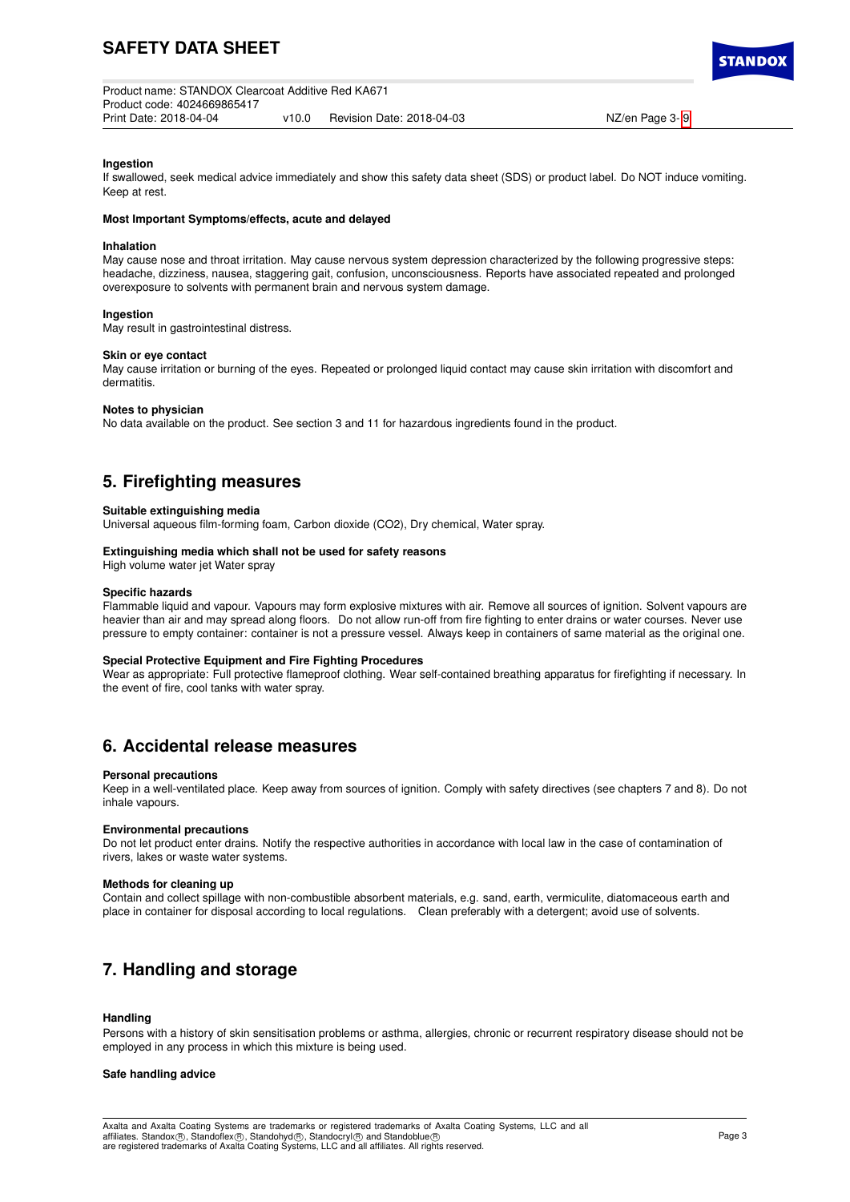#### Ingestion

If swallowed, seek medical advice immediately and show this safety data sheet (SDS) or product label. Do NOT induce vomiting. Keep at rest.

#### Most Important Symptoms/effects, acute and delayed

#### Inhalation

May cause nose and throat irritation. May cause nervous system depression characterized by the following progressive steps: headache, dizziness, nausea, staggering gait, confusion, unconsciousness. Reports have associated repeated and prolonged overexposure to solvents with permanent brain and nervous system damage.

#### Ingestion

May result in gastrointestinal distress.

#### Skin or eye contact

May cause irritation or burning of the eyes. Repeated or prolonged liquid contact may cause skin irritation with discomfort and dermatitis.

#### Notes to physician

No data available on the product. See section 3 and 11 for hazardous ingredients found in the product.

## 5. Firefighting measures

#### Suitable extinguishing media

Universal aqueous film-forming foam, Carbon dioxide ($CO_2$), Dry chemical, Water spray.

#### Extinguishing media which shall not be used for safety reasons

High volume water jet Water spray

#### Specific hazards

Flammable liquid and vapour. Vapours may form explosive mixtures with air. Remove all sources of ignition. Solvent vapours are heavier than air and may spread along floors. Do not allow run-off from fire fighting to enter drains or water courses. Never use pressure to empty container: container is not a pressure vessel. Always keep in containers of same material as the original one.

#### Special Protective Equipment and Fire Fighting Procedures

Wear as appropriate: Full protective flameproof clothing. Wear self-contained breathing apparatus for firefighting if necessary. In the event of fire, cool tanks with water spray.

## 6. Accidental release measures

#### Personal precautions

Keep in a well-ventilated place. Keep away from sources of ignition. Comply with safety directives (see chapters 7 and 8). Do not inhale vapours.

#### Environmental precautions

Do not let product enter drains. Notify the respective authorities in accordance with local law in the case of contamination of rivers, lakes or waste water systems.

#### Methods for cleaning up

Contain and collect spillage with non-combustible absorbent materials, e.g. sand, earth, vermiculite, diatomaceous earth and place in container for disposal according to local regulations. Clean preferably with a detergent; avoid use of solvents.

## 7. Handling and storage

#### Handling

Persons with a history of skin sensitisation problems or asthma, allergies, chronic or recurrent respiratory disease should not be employed in any process in which this mixture is being used.

#### Safe handling advice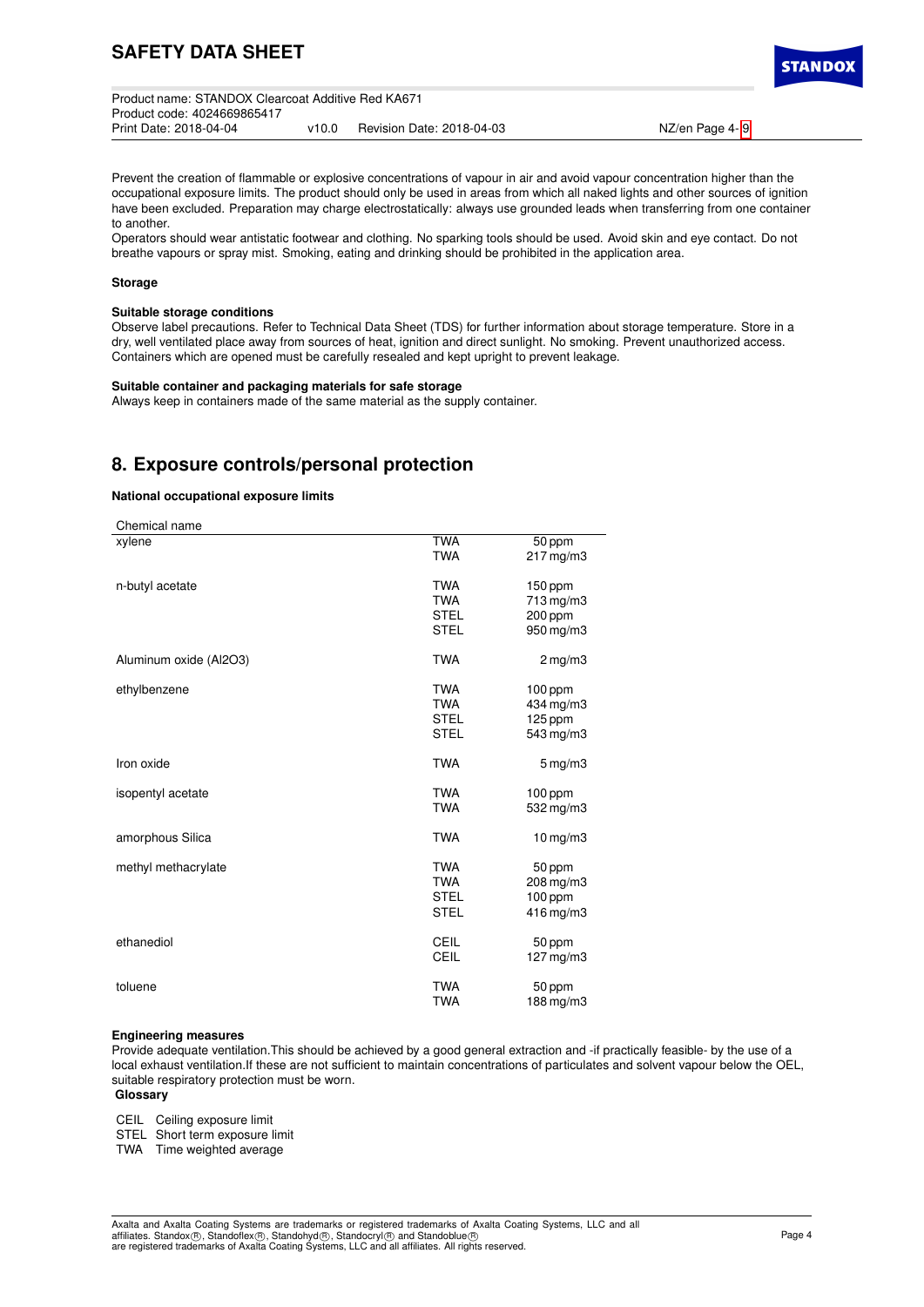Prevent the creation of flammable or explosive concentrations of vapour in air and avoid vapour concentration higher than the occupational exposure limits. The product should only be used in areas from which all naked lights and other sources of ignition have been excluded. Preparation may charge electrostatically: always use grounded leads when transferring from one container to another.
Operators should wear antistatic footwear and clothing. No sparking tools should be used. Avoid skin and eye contact. Do not breathe vapours or spray mist. Smoking, eating and drinking should be prohibited in the application area.

**Storage**

**Suitable storage conditions**
Observe label precautions. Refer to Technical Data Sheet (TDS) for further information about storage temperature. Store in a dry, well ventilated place away from sources of heat, ignition and direct sunlight. No smoking. Prevent unauthorized access. Containers which are opened must be carefully resealed and kept upright to prevent leakage.

**Suitable container and packaging materials for safe storage**
Always keep in containers made of the same material as the supply container.

## 8. Exposure controls/personal protection

**National occupational exposure limits**

| Chemical name | | |
|---|---|---|
| xylene | TWA | 50 ppm |
| | TWA | 217 mg/m3 |
| n-butyl acetate | TWA | 150 ppm |
| | TWA | 713 mg/m3 |
| | STEL | 200 ppm |
| | STEL | 950 mg/m3 |
| Aluminum oxide (Al2O3) | TWA | 2 mg/m3 |
| ethylbenzene | TWA | 100 ppm |
| | TWA | 434 mg/m3 |
| | STEL | 125 ppm |
| | STEL | 543 mg/m3 |
| Iron oxide | TWA | 5 mg/m3 |
| isopentyl acetate | TWA | 100 ppm |
| | TWA | 532 mg/m3 |
| amorphous Silica | TWA | 10 mg/m3 |
| methyl methacrylate | TWA | 50 ppm |
| | TWA | 208 mg/m3 |
| | STEL | 100 ppm |
| | STEL | 416 mg/m3 |
| ethanediol | CEIL | 50 ppm |
| | CEIL | 127 mg/m3 |
| toluene | TWA | 50 ppm |
| | TWA | 188 mg/m3 |

**Engineering measures**
Provide adequate ventilation.This should be achieved by a good general extraction and -if practically feasible- by the use of a local exhaust ventilation.If these are not sufficient to maintain concentrations of particulates and solvent vapour below the OEL, suitable respiratory protection must be worn.

**Glossary**

- CEIL Ceiling exposure limit
- STEL Short term exposure limit
- TWA Time weighted average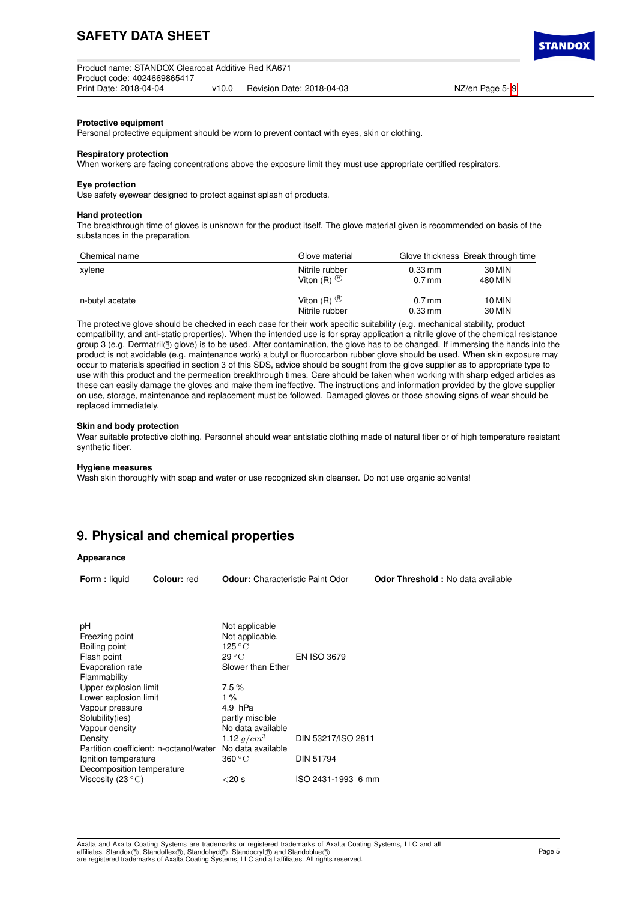**Protective equipment**
Personal protective equipment should be worn to prevent contact with eyes, skin or clothing.

**Respiratory protection**
When workers are facing concentrations above the exposure limit they must use appropriate certified respirators.

**Eye protection**
Use safety eyewear designed to protect against splash of products.

**Hand protection**
The breakthrough time of gloves is unknown for the product itself. The glove material given is recommended on basis of the substances in the preparation.

| Chemical name | Glove material | Glove thickness | Break through time |
|---|---|---|---|
| xylene | Nitrile rubber | 0.33 mm | 30 MIN |
| | Viton (R) ® | 0.7 mm | 480 MIN |
| n-butyl acetate | Viton (R) ® | 0.7 mm | 10 MIN |
| | Nitrile rubber | 0.33 mm | 30 MIN |

The protective glove should be checked in each case for their work specific suitability (e.g. mechanical stability, product compatibility, and anti-static properties). When the intended use is for spray application a nitrile glove of the chemical resistance group 3 (e.g. Dermatril® glove) is to be used. After contamination, the glove has to be changed. If immersing the hands into the product is not avoidable (e.g. maintenance work) a butyl or fluorocarbon rubber glove should be used. When skin exposure may occur to materials specified in section 3 of this SDS, advice should be sought from the glove supplier as to appropriate type to use with this product and the permeation breakthrough times. Care should be taken when working with sharp edged articles as these can easily damage the gloves and make them ineffective. The instructions and information provided by the glove supplier on use, storage, maintenance and replacement must be followed. Damaged gloves or those showing signs of wear should be replaced immediately.

**Skin and body protection**
Wear suitable protective clothing. Personnel should wear antistatic clothing made of natural fiber or of high temperature resistant synthetic fiber.

**Hygiene measures**
Wash skin thoroughly with soap and water or use recognized skin cleanser. Do not use organic solvents!

## 9. Physical and chemical properties

**Appearance**

**Form :** liquid **Colour:** red **Odour:** Characteristic Paint Odor **Odor Threshold :** No data available

| | | |
|---|---|---|
| pH | Not applicable | |
| Freezing point | Not applicable. | |
| Boiling point | 125 °C | |
| Flash point | 29 °C | EN ISO 3679 |
| Evaporation rate | Slower than Ether | |
| Flammability | | |
| Upper explosion limit | 7.5 % | |
| Lower explosion limit | 1 % | |
| Vapour pressure | 4.9 hPa | |
| Solubility(ies) | partly miscible | |
| Vapour density | No data available | |
| Density | 1.12 $g/cm^3$ | DIN 53217/ISO 2811 |
| Partition coefficient: n-octanol/water | No data available | |
| Ignition temperature | 360 °C | DIN 51794 |
| Decomposition temperature | | |
| Viscosity (23 °C) | $<$20 s | ISO 2431-1993 6 mm |

Axalta and Axalta Coating Systems are trademarks or registered trademarks of Axalta Coating Systems, LLC and all affiliates. Standox®, Standoflex®, Standohyd®, Standocryl® and Standoblue® are registered trademarks of Axalta Coating Systems, LLC and all affiliates. All rights reserved.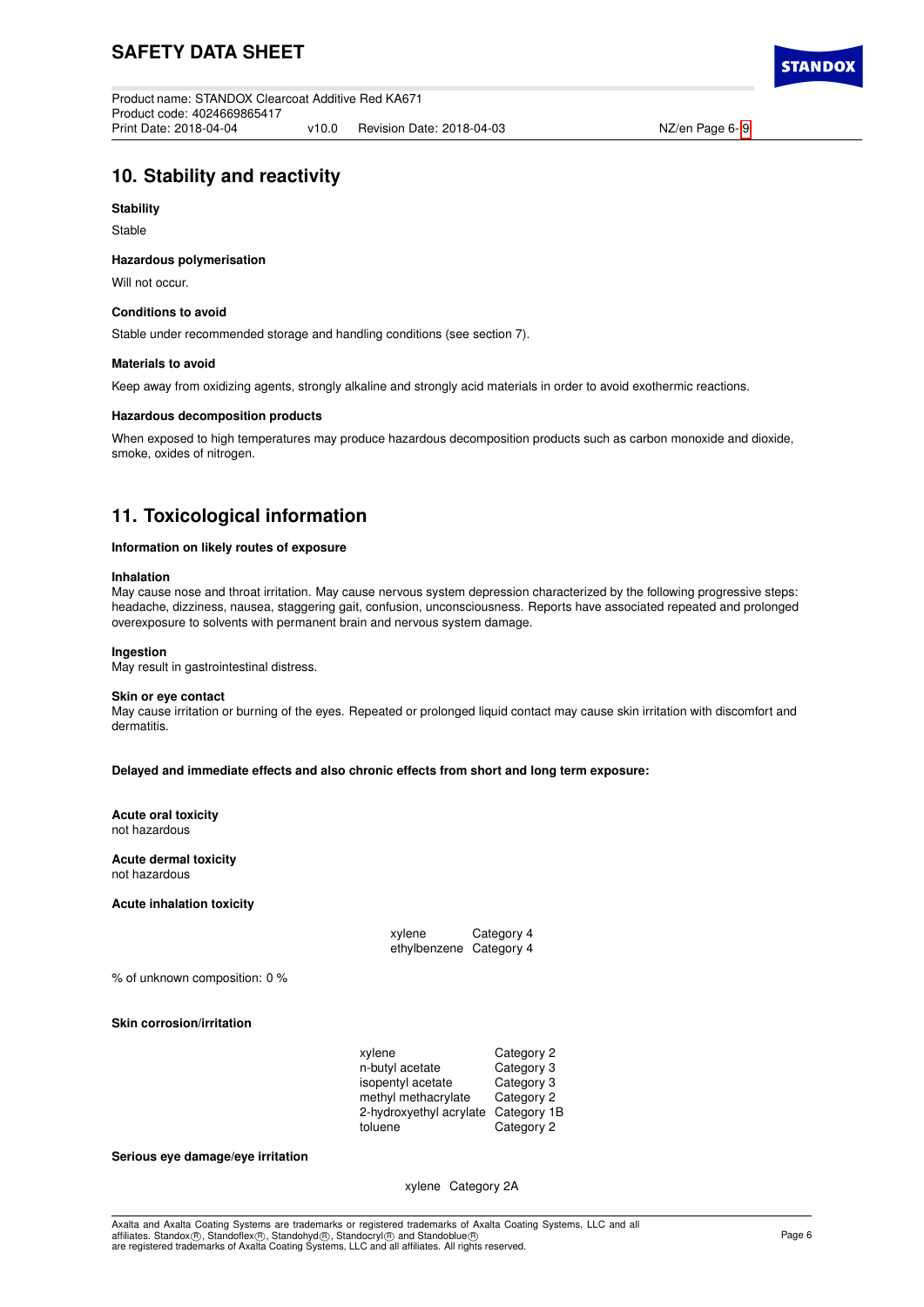## 10. Stability and reactivity

**Stability**

Stable

**Hazardous polymerisation**

Will not occur.

**Conditions to avoid**

Stable under recommended storage and handling conditions (see section 7).

**Materials to avoid**

Keep away from oxidizing agents, strongly alkaline and strongly acid materials in order to avoid exothermic reactions.

**Hazardous decomposition products**

When exposed to high temperatures may produce hazardous decomposition products such as carbon monoxide and dioxide, smoke, oxides of nitrogen.

## 11. Toxicological information

**Information on likely routes of exposure**

**Inhalation**
May cause nose and throat irritation. May cause nervous system depression characterized by the following progressive steps: headache, dizziness, nausea, staggering gait, confusion, unconsciousness. Reports have associated repeated and prolonged overexposure to solvents with permanent brain and nervous system damage.

**Ingestion**
May result in gastrointestinal distress.

**Skin or eye contact**
May cause irritation or burning of the eyes. Repeated or prolonged liquid contact may cause skin irritation with discomfort and dermatitis.

**Delayed and immediate effects and also chronic effects from short and long term exposure:**

**Acute oral toxicity**
not hazardous

**Acute dermal toxicity**
not hazardous

**Acute inhalation toxicity**

| | |
|---|---|
| xylene | Category 4 |
| ethylbenzene | Category 4 |

% of unknown composition: 0 %

**Skin corrosion/irritation**

| | |
|---|---|
| xylene | Category 2 |
| n-butyl acetate | Category 3 |
| isopentyl acetate | Category 3 |
| methyl methacrylate | Category 2 |
| 2-hydroxyethyl acrylate | Category 1B |
| toluene | Category 2 |

**Serious eye damage/eye irritation**

| | |
|---|---|
| xylene | Category 2A |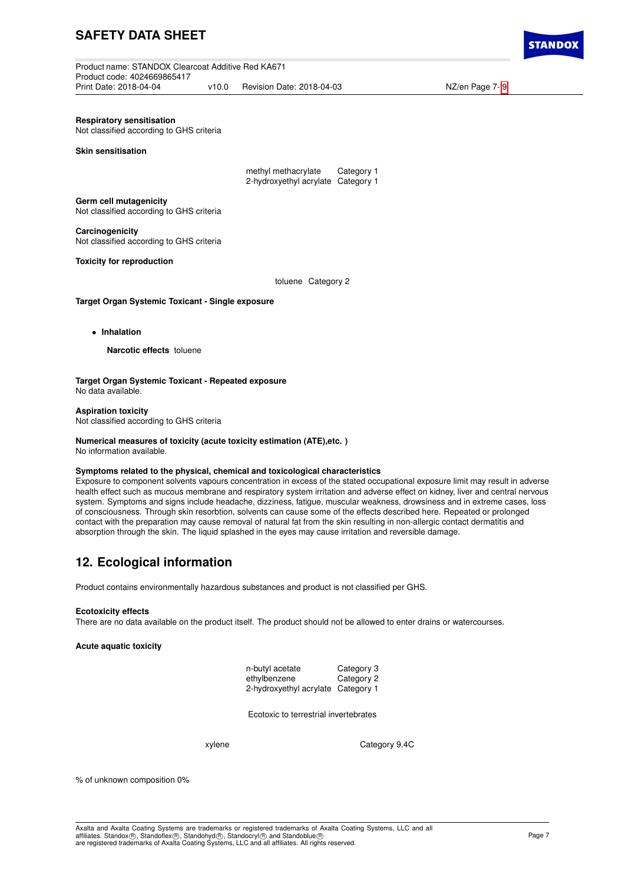**Respiratory sensitisation**
Not classified according to GHS criteria

**Skin sensitisation**

| | |
|---|---|
| methyl methacrylate | Category 1 |
| 2-hydroxyethyl acrylate | Category 1 |

**Germ cell mutagenicity**
Not classified according to GHS criteria

**Carcinogenicity**
Not classified according to GHS criteria

**Toxicity for reproduction**

| | |
|---|---|
| toluene | Category 2 |

**Target Organ Systemic Toxicant - Single exposure**

- **Inhalation**

  **Narcotic effects** toluene

**Target Organ Systemic Toxicant - Repeated exposure**
No data available.

**Aspiration toxicity**
Not classified according to GHS criteria

**Numerical measures of toxicity (acute toxicity estimation (ATE),etc. )**
No information available.

**Symptoms related to the physical, chemical and toxicological characteristics**
Exposure to component solvents vapours concentration in excess of the stated occupational exposure limit may result in adverse health effect such as mucous membrane and respiratory system irritation and adverse effect on kidney, liver and central nervous system. Symptoms and signs include headache, dizziness, fatigue, muscular weakness, drowsiness and in extreme cases, loss of consciousness. Through skin resorbtion, solvents can cause some of the effects described here. Repeated or prolonged contact with the preparation may cause removal of natural fat from the skin resulting in non-allergic contact dermatitis and absorption through the skin. The liquid splashed in the eyes may cause irritation and reversible damage.

## 12. Ecological information

Product contains environmentally hazardous substances and product is not classified per GHS.

**Ecotoxicity effects**
There are no data available on the product itself. The product should not be allowed to enter drains or watercourses.

**Acute aquatic toxicity**

| | |
|---|---|
| n-butyl acetate | Category 3 |
| ethylbenzene | Category 2 |
| 2-hydroxyethyl acrylate | Category 1 |

Ecotoxic to terrestrial invertebrates

| | |
|---|---|
| xylene | Category 9.4C |

% of unknown composition 0%

Axalta and Axalta Coating Systems are trademarks or registered trademarks of Axalta Coating Systems, LLC and all affiliates. Standox®, Standoflex®, Standohyd®, Standocryl® and Standoblue® are registered trademarks of Axalta Coating Systems, LLC and all affiliates. All rights reserved.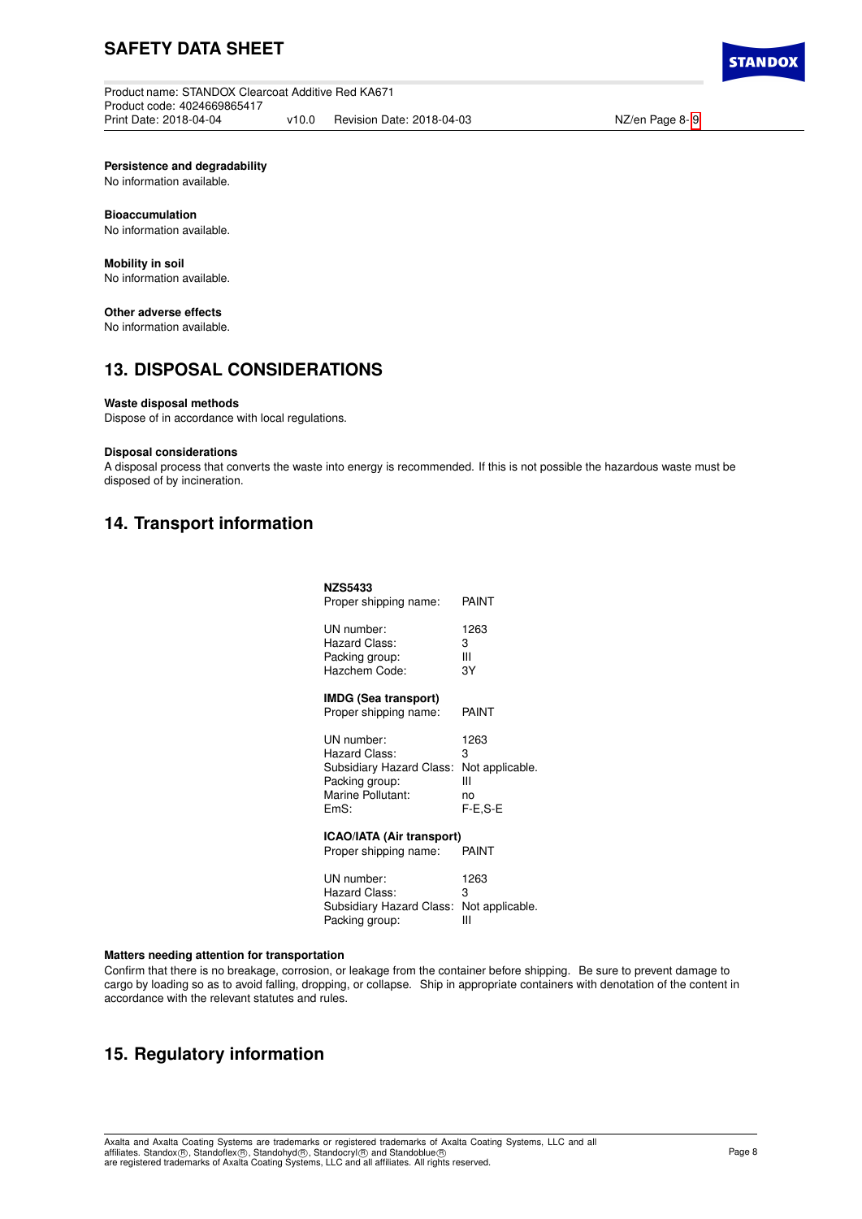**Persistence and degradability**
No information available.

**Bioaccumulation**
No information available.

**Mobility in soil**
No information available.

**Other adverse effects**
No information available.

## 13. DISPOSAL CONSIDERATIONS

**Waste disposal methods**
Dispose of in accordance with local regulations.

**Disposal considerations**
A disposal process that converts the waste into energy is recommended. If this is not possible the hazardous waste must be disposed of by incineration.

## 14. Transport information

**NZS5433**

| | |
|---|---|
| Proper shipping name: | PAINT |
| UN number: | 1263 |
| Hazard Class: | 3 |
| Packing group: | III |
| Hazchem Code: | 3Y |

**IMDG (Sea transport)**

| | |
|---|---|
| Proper shipping name: | PAINT |
| UN number: | 1263 |
| Hazard Class: | 3 |
| Subsidiary Hazard Class: | Not applicable. |
| Packing group: | III |
| Marine Pollutant: | no |
| EmS: | F-E,S-E |

**ICAO/IATA (Air transport)**

| | |
|---|---|
| Proper shipping name: | PAINT |
| UN number: | 1263 |
| Hazard Class: | 3 |
| Subsidiary Hazard Class: | Not applicable. |
| Packing group: | III |

**Matters needing attention for transportation**
Confirm that there is no breakage, corrosion, or leakage from the container before shipping. Be sure to prevent damage to cargo by loading so as to avoid falling, dropping, or collapse. Ship in appropriate containers with denotation of the content in accordance with the relevant statutes and rules.

## 15. Regulatory information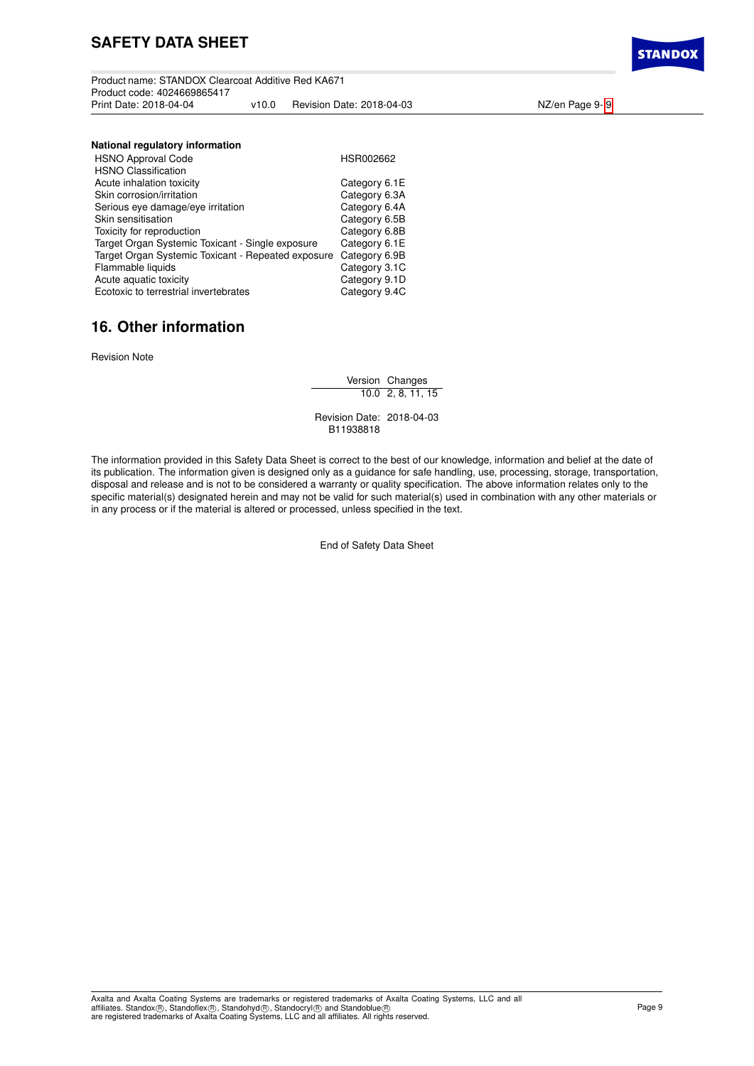**National regulatory information**

| | |
|---|---|
| HSNO Approval Code | HSR002662 |
| HSNO Classification | |
| Acute inhalation toxicity | Category 6.1E |
| Skin corrosion/irritation | Category 6.3A |
| Serious eye damage/eye irritation | Category 6.4A |
| Skin sensitisation | Category 6.5B |
| Toxicity for reproduction | Category 6.8B |
| Target Organ Systemic Toxicant - Single exposure | Category 6.1E |
| Target Organ Systemic Toxicant - Repeated exposure | Category 6.9B |
| Flammable liquids | Category 3.1C |
| Acute aquatic toxicity | Category 9.1D |
| Ecotoxic to terrestrial invertebrates | Category 9.4C |

## 16. Other information

Revision Note

| Version | Changes |
|---|---|
| 10.0 | 2, 8, 11, 15 |

Revision Date: 2018-04-03
B11938818

The information provided in this Safety Data Sheet is correct to the best of our knowledge, information and belief at the date of its publication. The information given is designed only as a guidance for safe handling, use, processing, storage, transportation, disposal and release and is not to be considered a warranty or quality specification. The above information relates only to the specific material(s) designated herein and may not be valid for such material(s) used in combination with any other materials or in any process or if the material is altered or processed, unless specified in the text.

End of Safety Data Sheet